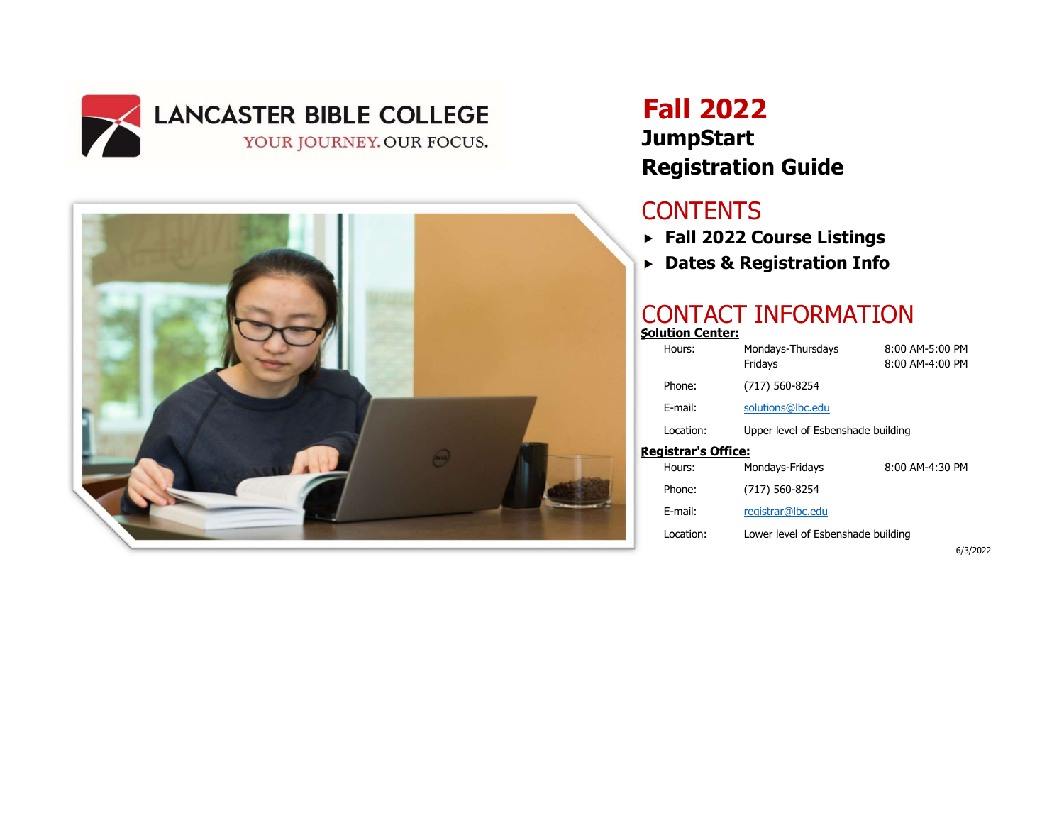LANCASTER BIBLE COLLEGE

YOUR JOURNEY. OUR FOCUS.

# Fall 2022

## JumpStart Registration Guide

## CONTENTS

- **Fall 2022 Course Listings**
- **Dates & Registration Info**

## CONTACT INFORMATION

**Solution Center:**

| | | |
|---|---|---|
| Hours: | Mondays-Thursdays | 8:00 AM-5:00 PM |
| | Fridays | 8:00 AM-4:00 PM |
| Phone: | (717) 560-8254 | |
| E-mail: | solutions@lbc.edu | |
| Location: | Upper level of Esbenshade building | |

**Registrar's Office:**

| | | |
|---|---|---|
| Hours: | Mondays-Fridays | 8:00 AM-4:30 PM |
| Phone: | (717) 560-8254 | |
| E-mail: | registrar@lbc.edu | |
| Location: | Lower level of Esbenshade building | |

6/3/2022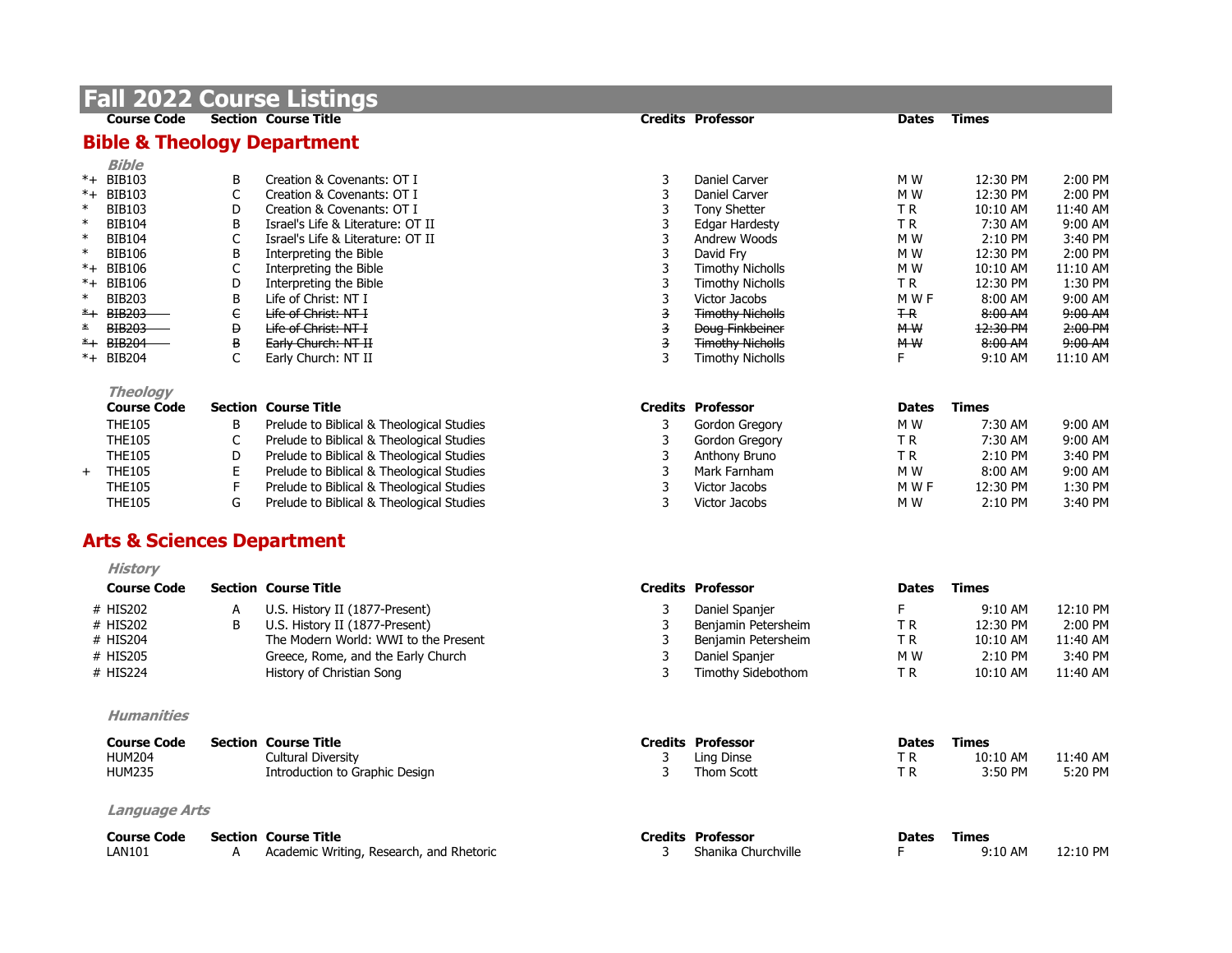# Fall 2022 Course Listings

## Bible & Theology Department

### Bible

| | Course Code | Section | Course Title | Credits | Professor | Dates | Times | |
|---|---|---|---|---|---|---|---|---|
| *+ | BIB103 | B | Creation & Covenants: OT I | 3 | Daniel Carver | M W | 12:30 PM | 2:00 PM |
| *+ | BIB103 | C | Creation & Covenants: OT I | 3 | Daniel Carver | M W | 12:30 PM | 2:00 PM |
| * | BIB103 | D | Creation & Covenants: OT I | 3 | Tony Shetter | T R | 10:10 AM | 11:40 AM |
| * | BIB104 | B | Israel's Life & Literature: OT II | 3 | Edgar Hardesty | T R | 7:30 AM | 9:00 AM |
| * | BIB104 | C | Israel's Life & Literature: OT II | 3 | Andrew Woods | M W | 2:10 PM | 3:40 PM |
| * | BIB106 | B | Interpreting the Bible | 3 | David Fry | M W | 12:30 PM | 2:00 PM |
| *+ | BIB106 | C | Interpreting the Bible | 3 | Timothy Nicholls | M W | 10:10 AM | 11:10 AM |
| *+ | BIB106 | D | Interpreting the Bible | 3 | Timothy Nicholls | T R | 12:30 PM | 1:30 PM |
| * | BIB203 | B | Life of Christ: NT I | 3 | Victor Jacobs | M W F | 8:00 AM | 9:00 AM |
| ~~*+~~ | ~~BIB203~~ | ~~C~~ | ~~Life of Christ: NT I~~ | ~~3~~ | ~~Timothy Nicholls~~ | ~~T R~~ | ~~8:00 AM~~ | ~~9:00 AM~~ |
| ~~*~~ | ~~BIB203~~ | ~~D~~ | ~~Life of Christ: NT I~~ | ~~3~~ | ~~Doug Finkbeiner~~ | ~~M W~~ | ~~12:30 PM~~ | ~~2:00 PM~~ |
| ~~*+~~ | ~~BIB204~~ | ~~B~~ | ~~Early Church: NT II~~ | ~~3~~ | ~~Timothy Nicholls~~ | ~~M W~~ | ~~8:00 AM~~ | ~~9:00 AM~~ |
| *+ | BIB204 | C | Early Church: NT II | 3 | Timothy Nicholls | F | 9:10 AM | 11:10 AM |

### Theology

| | Course Code | Section | Course Title | Credits | Professor | Dates | Times | |
|---|---|---|---|---|---|---|---|---|
| | THE105 | B | Prelude to Biblical & Theological Studies | 3 | Gordon Gregory | M W | 7:30 AM | 9:00 AM |
| | THE105 | C | Prelude to Biblical & Theological Studies | 3 | Gordon Gregory | T R | 7:30 AM | 9:00 AM |
| | THE105 | D | Prelude to Biblical & Theological Studies | 3 | Anthony Bruno | T R | 2:10 PM | 3:40 PM |
| + | THE105 | E | Prelude to Biblical & Theological Studies | 3 | Mark Farnham | M W | 8:00 AM | 9:00 AM |
| | THE105 | F | Prelude to Biblical & Theological Studies | 3 | Victor Jacobs | M W F | 12:30 PM | 1:30 PM |
| | THE105 | G | Prelude to Biblical & Theological Studies | 3 | Victor Jacobs | M W | 2:10 PM | 3:40 PM |

## Arts & Sciences Department

### History

| | Course Code | Section | Course Title | Credits | Professor | Dates | Times | |
|---|---|---|---|---|---|---|---|---|
| # | HIS202 | A | U.S. History II (1877-Present) | 3 | Daniel Spanjer | F | 9:10 AM | 12:10 PM |
| # | HIS202 | B | U.S. History II (1877-Present) | 3 | Benjamin Petersheim | T R | 12:30 PM | 2:00 PM |
| # | HIS204 | | The Modern World: WWI to the Present | 3 | Benjamin Petersheim | T R | 10:10 AM | 11:40 AM |
| # | HIS205 | | Greece, Rome, and the Early Church | 3 | Daniel Spanjer | M W | 2:10 PM | 3:40 PM |
| # | HIS224 | | History of Christian Song | 3 | Timothy Sidebothom | T R | 10:10 AM | 11:40 AM |

### Humanities

| Course Code | Section | Course Title | Credits | Professor | Dates | Times | |
|---|---|---|---|---|---|---|---|
| HUM204 | | Cultural Diversity | 3 | Ling Dinse | T R | 10:10 AM | 11:40 AM |
| HUM235 | | Introduction to Graphic Design | 3 | Thom Scott | T R | 3:50 PM | 5:20 PM |

### Language Arts

| Course Code | Section | Course Title | Credits | Professor | Dates | Times | |
|---|---|---|---|---|---|---|---|
| LAN101 | A | Academic Writing, Research, and Rhetoric | 3 | Shanika Churchville | F | 9:10 AM | 12:10 PM |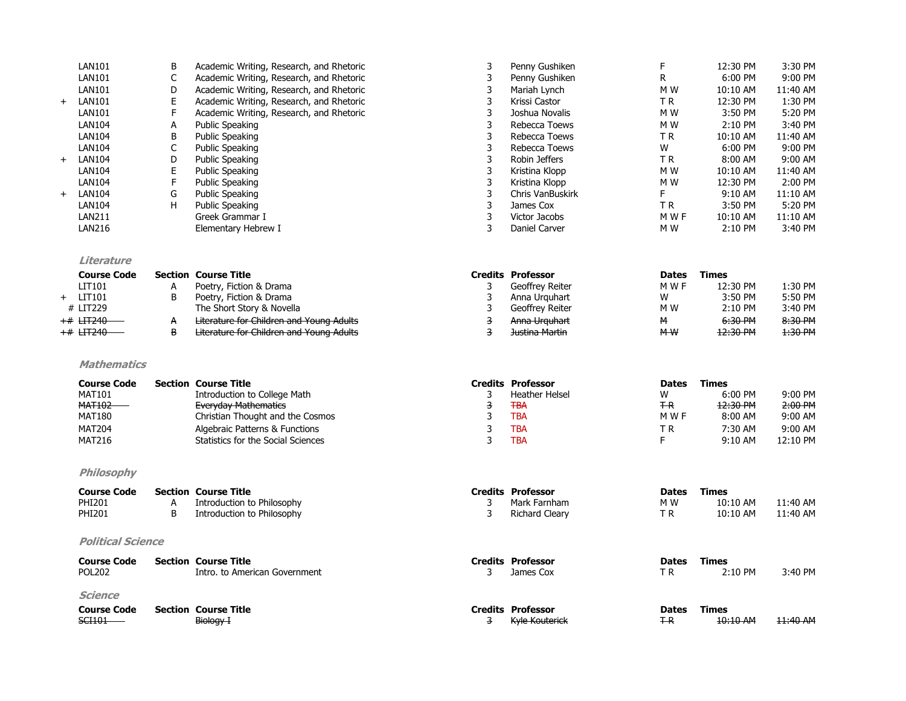| | Course Code | Section | Course Title | Credits | Professor | Dates | Times | |
|---|---|---|---|---|---|---|---|---|
| | LAN101 | B | Academic Writing, Research, and Rhetoric | 3 | Penny Gushiken | F | 12:30 PM | 3:30 PM |
| | LAN101 | C | Academic Writing, Research, and Rhetoric | 3 | Penny Gushiken | R | 6:00 PM | 9:00 PM |
| | LAN101 | D | Academic Writing, Research, and Rhetoric | 3 | Mariah Lynch | M W | 10:10 AM | 11:40 AM |
| + | LAN101 | E | Academic Writing, Research, and Rhetoric | 3 | Krissi Castor | T R | 12:30 PM | 1:30 PM |
| | LAN101 | F | Academic Writing, Research, and Rhetoric | 3 | Joshua Novalis | M W | 3:50 PM | 5:20 PM |
| | LAN104 | A | Public Speaking | 3 | Rebecca Toews | M W | 2:10 PM | 3:40 PM |
| | LAN104 | B | Public Speaking | 3 | Rebecca Toews | T R | 10:10 AM | 11:40 AM |
| | LAN104 | C | Public Speaking | 3 | Rebecca Toews | W | 6:00 PM | 9:00 PM |
| + | LAN104 | D | Public Speaking | 3 | Robin Jeffers | T R | 8:00 AM | 9:00 AM |
| | LAN104 | E | Public Speaking | 3 | Kristina Klopp | M W | 10:10 AM | 11:40 AM |
| | LAN104 | F | Public Speaking | 3 | Kristina Klopp | M W | 12:30 PM | 2:00 PM |
| + | LAN104 | G | Public Speaking | 3 | Chris VanBuskirk | F | 9:10 AM | 11:10 AM |
| | LAN104 | H | Public Speaking | 3 | James Cox | T R | 3:50 PM | 5:20 PM |
| | LAN211 | | Greek Grammar I | 3 | Victor Jacobs | M W F | 10:10 AM | 11:10 AM |
| | LAN216 | | Elementary Hebrew I | 3 | Daniel Carver | M W | 2:10 PM | 3:40 PM |

### *Literature*

| | Course Code | Section | Course Title | Credits | Professor | Dates | Times | |
|---|---|---|---|---|---|---|---|---|
| | LIT101 | A | Poetry, Fiction & Drama | 3 | Geoffrey Reiter | M W F | 12:30 PM | 1:30 PM |
| + | LIT101 | B | Poetry, Fiction & Drama | 3 | Anna Urquhart | W | 3:50 PM | 5:50 PM |
| # | LIT229 | | The Short Story & Novella | 3 | Geoffrey Reiter | M W | 2:10 PM | 3:40 PM |
| +# | ~~LIT240~~ | ~~A~~ | ~~Literature for Children and Young Adults~~ | ~~3~~ | ~~Anna Urquhart~~ | ~~M~~ | ~~6:30 PM~~ | ~~8:30 PM~~ |
| +# | ~~LIT240~~ | ~~B~~ | ~~Literature for Children and Young Adults~~ | ~~3~~ | ~~Justina Martin~~ | ~~M W~~ | ~~12:30 PM~~ | ~~1:30 PM~~ |

### *Mathematics*

| Course Code | Section | Course Title | Credits | Professor | Dates | Times | |
|---|---|---|---|---|---|---|---|
| MAT101 | | Introduction to College Math | 3 | Heather Helsel | W | 6:00 PM | 9:00 PM |
| ~~MAT102~~ | | ~~Everyday Mathematics~~ | ~~3~~ | ~~TBA~~ | ~~T R~~ | ~~12:30 PM~~ | ~~2:00 PM~~ |
| MAT180 | | Christian Thought and the Cosmos | 3 | TBA | M W F | 8:00 AM | 9:00 AM |
| MAT204 | | Algebraic Patterns & Functions | 3 | TBA | T R | 7:30 AM | 9:00 AM |
| MAT216 | | Statistics for the Social Sciences | 3 | TBA | F | 9:10 AM | 12:10 PM |

### *Philosophy*

| Course Code | Section | Course Title | Credits | Professor | Dates | Times | |
|---|---|---|---|---|---|---|---|
| PHI201 | A | Introduction to Philosophy | 3 | Mark Farnham | M W | 10:10 AM | 11:40 AM |
| PHI201 | B | Introduction to Philosophy | 3 | Richard Cleary | T R | 10:10 AM | 11:40 AM |

### *Political Science*

| Course Code | Section | Course Title | Credits | Professor | Dates | Times | |
|---|---|---|---|---|---|---|---|
| POL202 | | Intro. to American Government | 3 | James Cox | T R | 2:10 PM | 3:40 PM |

### *Science*

| Course Code | Section | Course Title | Credits | Professor | Dates | Times | |
|---|---|---|---|---|---|---|---|
| ~~SCI101~~ | | ~~Biology I~~ | ~~3~~ | ~~Kyle Kouterick~~ | ~~T R~~ | ~~10:10 AM~~ | ~~11:40 AM~~ |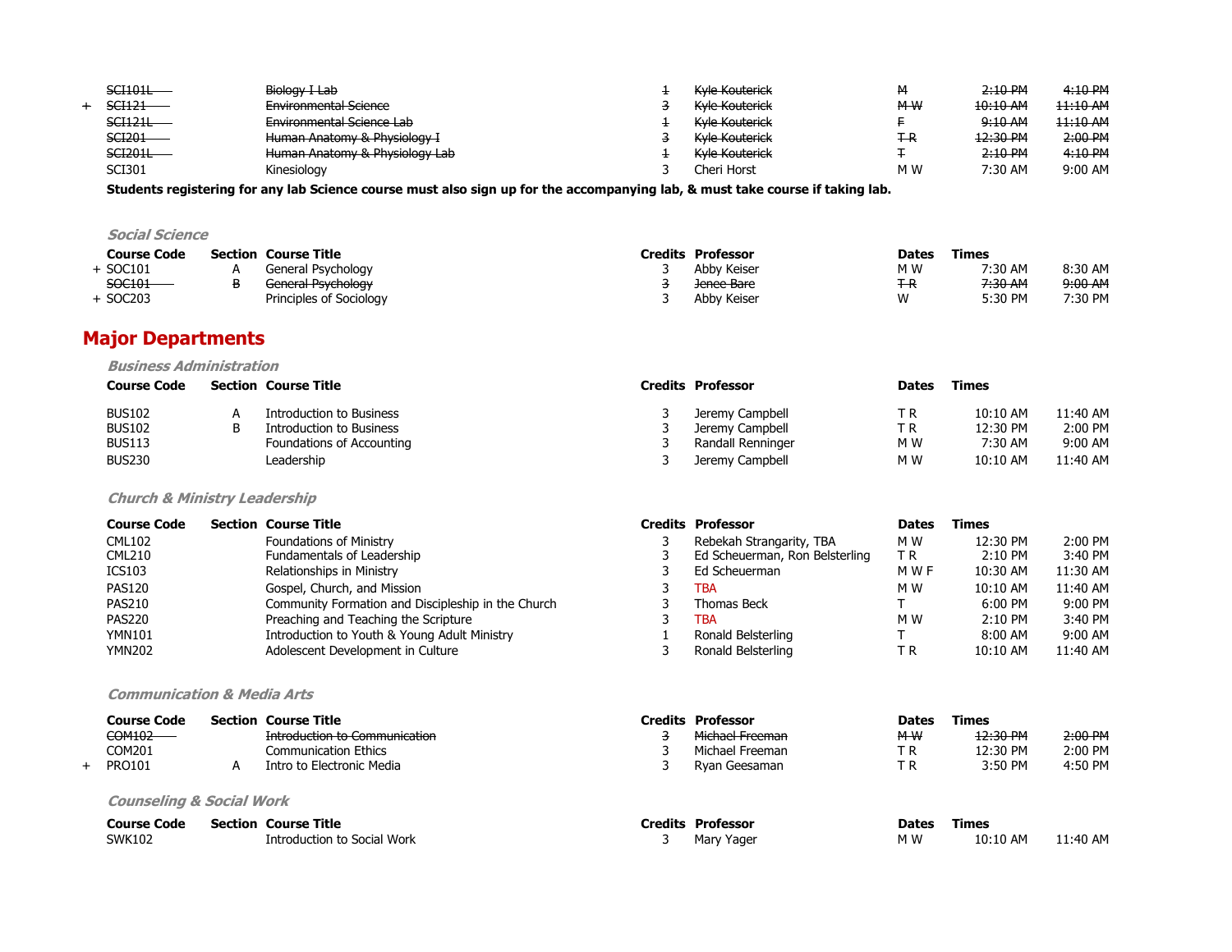| | Course Code | Section | Course Title | Credits | Professor | Dates | Times | |
|---|---|---|---|---|---|---|---|---|
| | ~~SCI101L~~ | | ~~Biology I Lab~~ | ~~1~~ | ~~Kyle Kouterick~~ | ~~M~~ | ~~2:10 PM~~ | ~~4:10 PM~~ |
| + | ~~SCI121~~ | | ~~Environmental Science~~ | ~~3~~ | ~~Kyle Kouterick~~ | ~~M W~~ | ~~10:10 AM~~ | ~~11:10 AM~~ |
| | ~~SCI121L~~ | | ~~Environmental Science Lab~~ | ~~1~~ | ~~Kyle Kouterick~~ | ~~F~~ | ~~9:10 AM~~ | ~~11:10 AM~~ |
| | ~~SCI201~~ | | ~~Human Anatomy & Physiology I~~ | ~~3~~ | ~~Kyle Kouterick~~ | ~~T R~~ | ~~12:30 PM~~ | ~~2:00 PM~~ |
| | ~~SCI201L~~ | | ~~Human Anatomy & Physiology Lab~~ | ~~1~~ | ~~Kyle Kouterick~~ | ~~T~~ | ~~2:10 PM~~ | ~~4:10 PM~~ |
| | SCI301 | | Kinesiology | 3 | Cheri Horst | M W | 7:30 AM | 9:00 AM |

**Students registering for any lab Science course must also sign up for the accompanying lab, & must take course if taking lab.**

### *Social Science*

| | Course Code | Section | Course Title | Credits | Professor | Dates | Times | |
|---|---|---|---|---|---|---|---|---|
| + | SOC101 | A | General Psychology | 3 | Abby Keiser | M W | 7:30 AM | 8:30 AM |
| | ~~SOC101~~ | ~~B~~ | ~~General Psychology~~ | ~~3~~ | ~~Jenee Bare~~ | ~~T R~~ | ~~7:30 AM~~ | ~~9:00 AM~~ |
| + | SOC203 | | Principles of Sociology | 3 | Abby Keiser | W | 5:30 PM | 7:30 PM |

## Major Departments

### *Business Administration*

| Course Code | Section | Course Title | Credits | Professor | Dates | Times | |
|---|---|---|---|---|---|---|---|
| BUS102 | A | Introduction to Business | 3 | Jeremy Campbell | T R | 10:10 AM | 11:40 AM |
| BUS102 | B | Introduction to Business | 3 | Jeremy Campbell | T R | 12:30 PM | 2:00 PM |
| BUS113 | | Foundations of Accounting | 3 | Randall Renninger | M W | 7:30 AM | 9:00 AM |
| BUS230 | | Leadership | 3 | Jeremy Campbell | M W | 10:10 AM | 11:40 AM |

### *Church & Ministry Leadership*

| Course Code | Section | Course Title | Credits | Professor | Dates | Times | |
|---|---|---|---|---|---|---|---|
| CML102 | | Foundations of Ministry | 3 | Rebekah Strangarity, TBA | M W | 12:30 PM | 2:00 PM |
| CML210 | | Fundamentals of Leadership | 3 | Ed Scheuerman, Ron Belsterling | T R | 2:10 PM | 3:40 PM |
| ICS103 | | Relationships in Ministry | 3 | Ed Scheuerman | M W F | 10:30 AM | 11:30 AM |
| PAS120 | | Gospel, Church, and Mission | 3 | TBA | M W | 10:10 AM | 11:40 AM |
| PAS210 | | Community Formation and Discipleship in the Church | 3 | Thomas Beck | T | 6:00 PM | 9:00 PM |
| PAS220 | | Preaching and Teaching the Scripture | 3 | TBA | M W | 2:10 PM | 3:40 PM |
| YMN101 | | Introduction to Youth & Young Adult Ministry | 1 | Ronald Belsterling | T | 8:00 AM | 9:00 AM |
| YMN202 | | Adolescent Development in Culture | 3 | Ronald Belsterling | T R | 10:10 AM | 11:40 AM |

### *Communication & Media Arts*

| | Course Code | Section | Course Title | Credits | Professor | Dates | Times | |
|---|---|---|---|---|---|---|---|---|
| | ~~COM102~~ | | ~~Introduction to Communication~~ | ~~3~~ | ~~Michael Freeman~~ | ~~M W~~ | ~~12:30 PM~~ | ~~2:00 PM~~ |
| | COM201 | | Communication Ethics | 3 | Michael Freeman | T R | 12:30 PM | 2:00 PM |
| + | PRO101 | A | Intro to Electronic Media | 3 | Ryan Geesaman | T R | 3:50 PM | 4:50 PM |

### *Counseling & Social Work*

| Course Code | Section | Course Title | Credits | Professor | Dates | Times | |
|---|---|---|---|---|---|---|---|
| SWK102 | | Introduction to Social Work | 3 | Mary Yager | M W | 10:10 AM | 11:40 AM |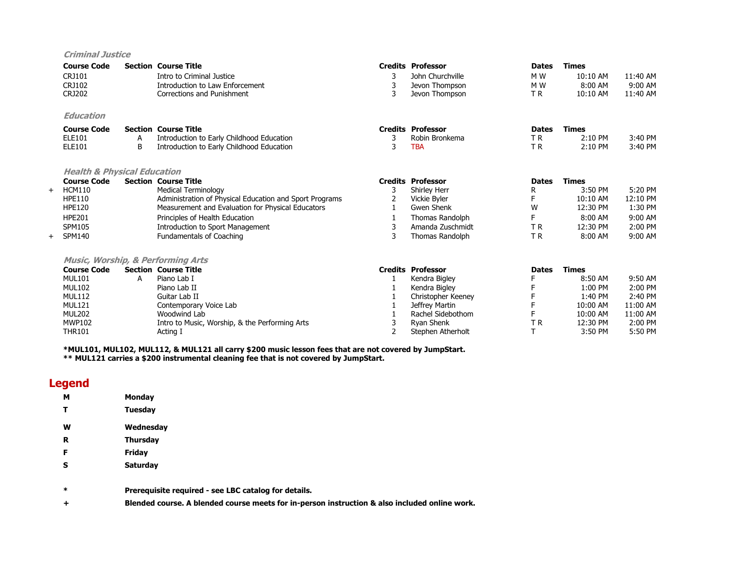### *Criminal Justice*

| | Course Code | Section | Course Title | Credits | Professor | Dates | Times | |
|---|---|---|---|---|---|---|---|---|
| | CRJ101 | | Intro to Criminal Justice | 3 | John Churchville | M W | 10:10 AM | 11:40 AM |
| | CRJ102 | | Introduction to Law Enforcement | 3 | Jevon Thompson | M W | 8:00 AM | 9:00 AM |
| | CRJ202 | | Corrections and Punishment | 3 | Jevon Thompson | T R | 10:10 AM | 11:40 AM |

### *Education*

| | Course Code | Section | Course Title | Credits | Professor | Dates | Times | |
|---|---|---|---|---|---|---|---|---|
| | ELE101 | A | Introduction to Early Childhood Education | 3 | Robin Bronkema | T R | 2:10 PM | 3:40 PM |
| | ELE101 | B | Introduction to Early Childhood Education | 3 | TBA | T R | 2:10 PM | 3:40 PM |

### *Health & Physical Education*

| | Course Code | Section | Course Title | Credits | Professor | Dates | Times | |
|---|---|---|---|---|---|---|---|---|
| + | HCM110 | | Medical Terminology | 3 | Shirley Herr | R | 3:50 PM | 5:20 PM |
| | HPE110 | | Administration of Physical Education and Sport Programs | 2 | Vickie Byler | F | 10:10 AM | 12:10 PM |
| | HPE120 | | Measurement and Evaluation for Physical Educators | 1 | Gwen Shenk | W | 12:30 PM | 1:30 PM |
| | HPE201 | | Principles of Health Education | 1 | Thomas Randolph | F | 8:00 AM | 9:00 AM |
| | SPM105 | | Introduction to Sport Management | 3 | Amanda Zuschmidt | T R | 12:30 PM | 2:00 PM |
| + | SPM140 | | Fundamentals of Coaching | 3 | Thomas Randolph | T R | 8:00 AM | 9:00 AM |

### *Music, Worship, & Performing Arts*

| | Course Code | Section | Course Title | Credits | Professor | Dates | Times | |
|---|---|---|---|---|---|---|---|---|
| | MUL101 | A | Piano Lab I | 1 | Kendra Bigley | F | 8:50 AM | 9:50 AM |
| | MUL102 | | Piano Lab II | 1 | Kendra Bigley | F | 1:00 PM | 2:00 PM |
| | MUL112 | | Guitar Lab II | 1 | Christopher Keeney | F | 1:40 PM | 2:40 PM |
| | MUL121 | | Contemporary Voice Lab | 1 | Jeffrey Martin | F | 10:00 AM | 11:00 AM |
| | MUL202 | | Woodwind Lab | 1 | Rachel Sidebothom | F | 10:00 AM | 11:00 AM |
| | MWP102 | | Intro to Music, Worship, & the Performing Arts | 3 | Ryan Shenk | T R | 12:30 PM | 2:00 PM |
| | THR101 | | Acting I | 2 | Stephen Atherholt | T | 3:50 PM | 5:50 PM |

**\*MUL101, MUL102, MUL112, & MUL121 all carry $200 music lesson fees that are not covered by JumpStart.**
**\*\* MUL121 carries a $200 instrumental cleaning fee that is not covered by JumpStart.**

## Legend

| | |
|---|---|
| **M** | **Monday** |
| **T** | **Tuesday** |
| **W** | **Wednesday** |
| **R** | **Thursday** |
| **F** | **Friday** |
| **S** | **Saturday** |
| **\*** | **Prerequisite required - see LBC catalog for details.** |
| **+** | **Blended course. A blended course meets for in-person instruction & also included online work.** |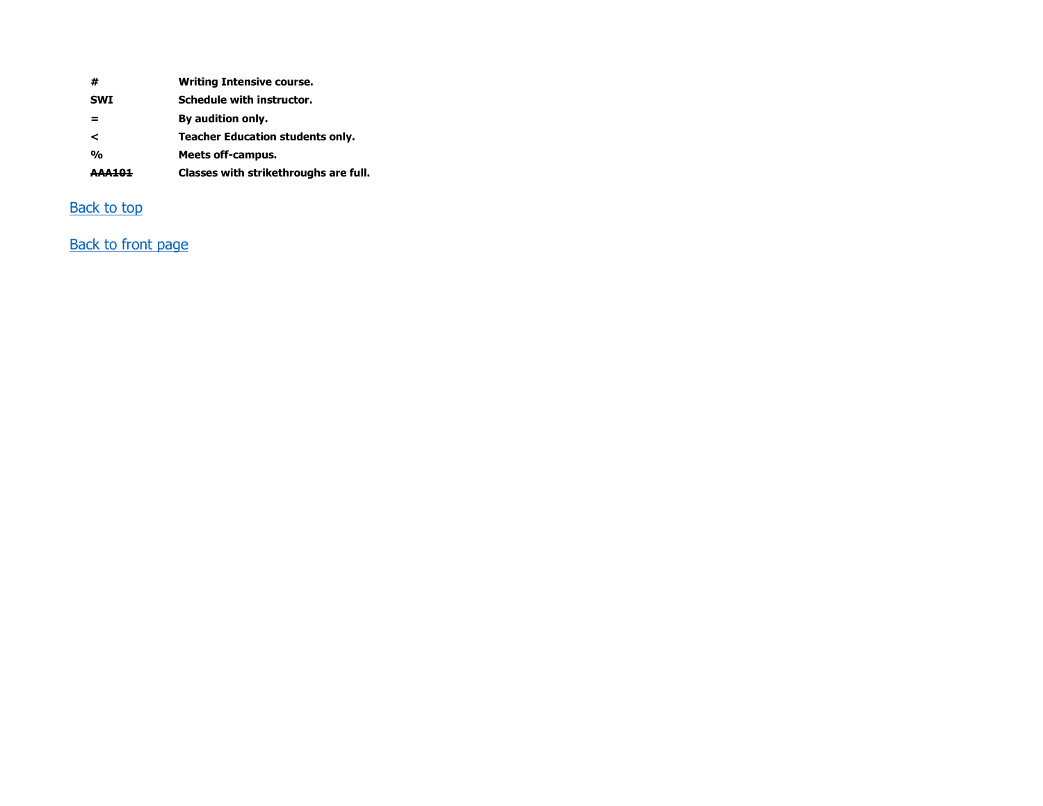| | |
|---|---|
| **#** | **Writing Intensive course.** |
| **SWI** | **Schedule with instructor.** |
| **=** | **By audition only.** |
| **<** | **Teacher Education students only.** |
| **%** | **Meets off-campus.** |
| **~~AAA101~~** | **Classes with strikethroughs are full.** |

Back to top

Back to front page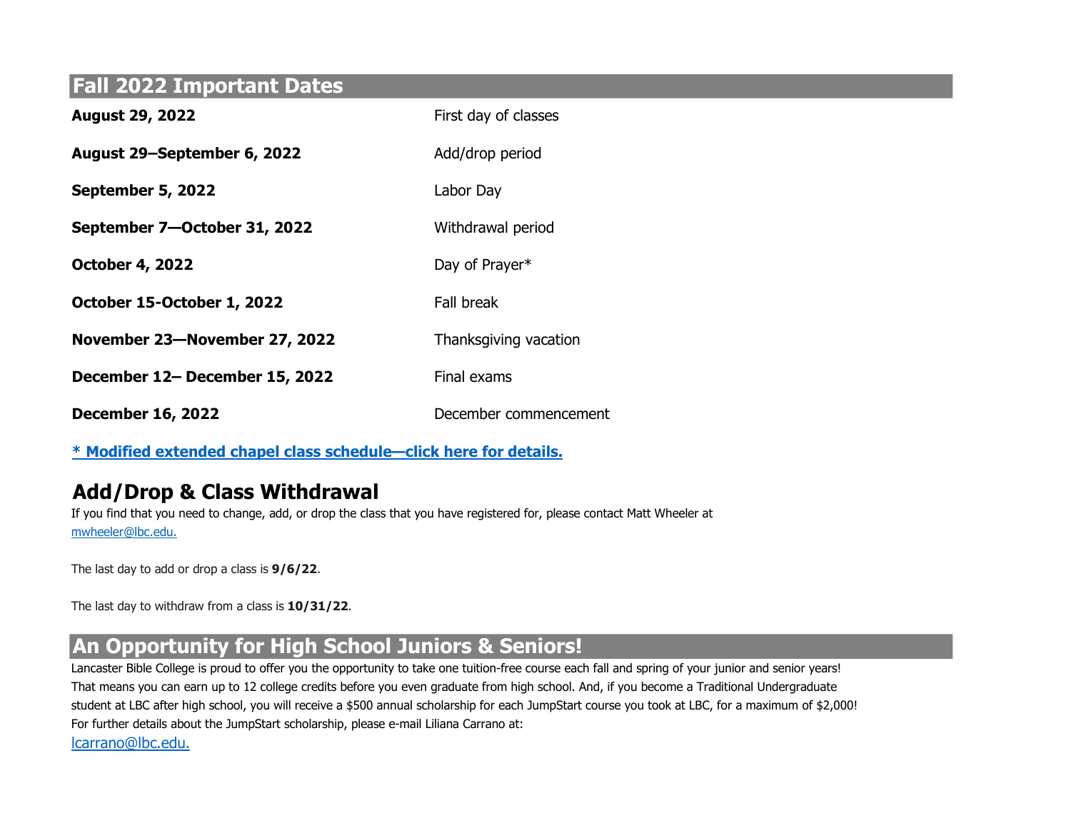## Fall 2022 Important Dates

| | |
|---|---|
| **August 29, 2022** | First day of classes |
| **August 29–September 6, 2022** | Add/drop period |
| **September 5, 2022** | Labor Day |
| **September 7—October 31, 2022** | Withdrawal period |
| **October 4, 2022** | Day of Prayer* |
| **October 15-October 1, 2022** | Fall break |
| **November 23—November 27, 2022** | Thanksgiving vacation |
| **December 12– December 15, 2022** | Final exams |
| **December 16, 2022** | December commencement |

**[* Modified extended chapel class schedule—click here for details.]**

## Add/Drop & Class Withdrawal

If you find that you need to change, add, or drop the class that you have registered for, please contact Matt Wheeler at mwheeler@lbc.edu.

The last day to add or drop a class is **9/6/22**.

The last day to withdraw from a class is **10/31/22**.

## An Opportunity for High School Juniors & Seniors!

Lancaster Bible College is proud to offer you the opportunity to take one tuition-free course each fall and spring of your junior and senior years! That means you can earn up to 12 college credits before you even graduate from high school. And, if you become a Traditional Undergraduate student at LBC after high school, you will receive a $500 annual scholarship for each JumpStart course you took at LBC, for a maximum of $2,000! For further details about the JumpStart scholarship, please e-mail Liliana Carrano at:

lcarrano@lbc.edu.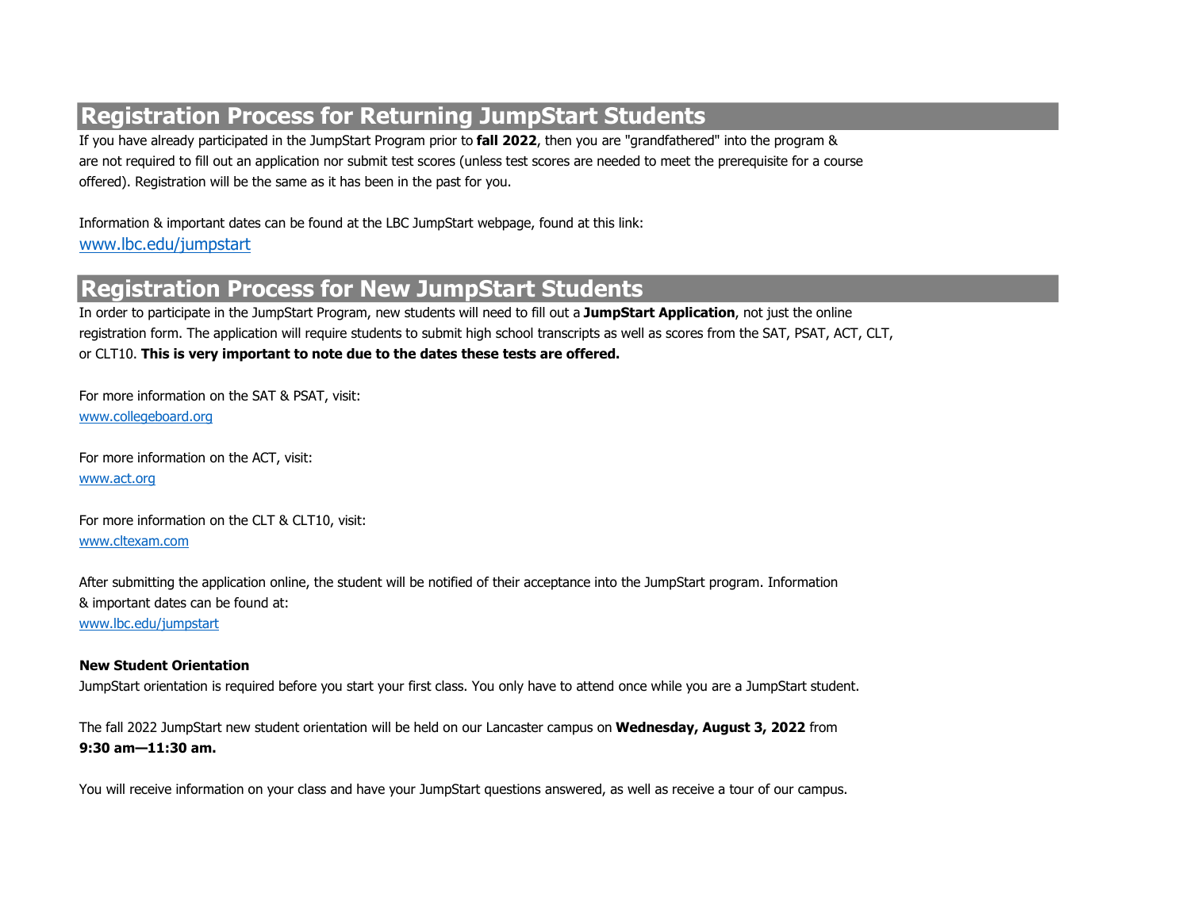## Registration Process for Returning JumpStart Students

If you have already participated in the JumpStart Program prior to **fall 2022**, then you are "grandfathered" into the program & are not required to fill out an application nor submit test scores (unless test scores are needed to meet the prerequisite for a course offered). Registration will be the same as it has been in the past for you.

Information & important dates can be found at the LBC JumpStart webpage, found at this link:
www.lbc.edu/jumpstart

## Registration Process for New JumpStart Students

In order to participate in the JumpStart Program, new students will need to fill out a **JumpStart Application**, not just the online registration form. The application will require students to submit high school transcripts as well as scores from the SAT, PSAT, ACT, CLT, or CLT10. **This is very important to note due to the dates these tests are offered.**

For more information on the SAT & PSAT, visit:
www.collegeboard.org

For more information on the ACT, visit:
www.act.org

For more information on the CLT & CLT10, visit:
www.cltexam.com

After submitting the application online, the student will be notified of their acceptance into the JumpStart program. Information & important dates can be found at:
www.lbc.edu/jumpstart

**New Student Orientation**

JumpStart orientation is required before you start your first class. You only have to attend once while you are a JumpStart student.

The fall 2022 JumpStart new student orientation will be held on our Lancaster campus on **Wednesday, August 3, 2022** from **9:30 am—11:30 am.**

You will receive information on your class and have your JumpStart questions answered, as well as receive a tour of our campus.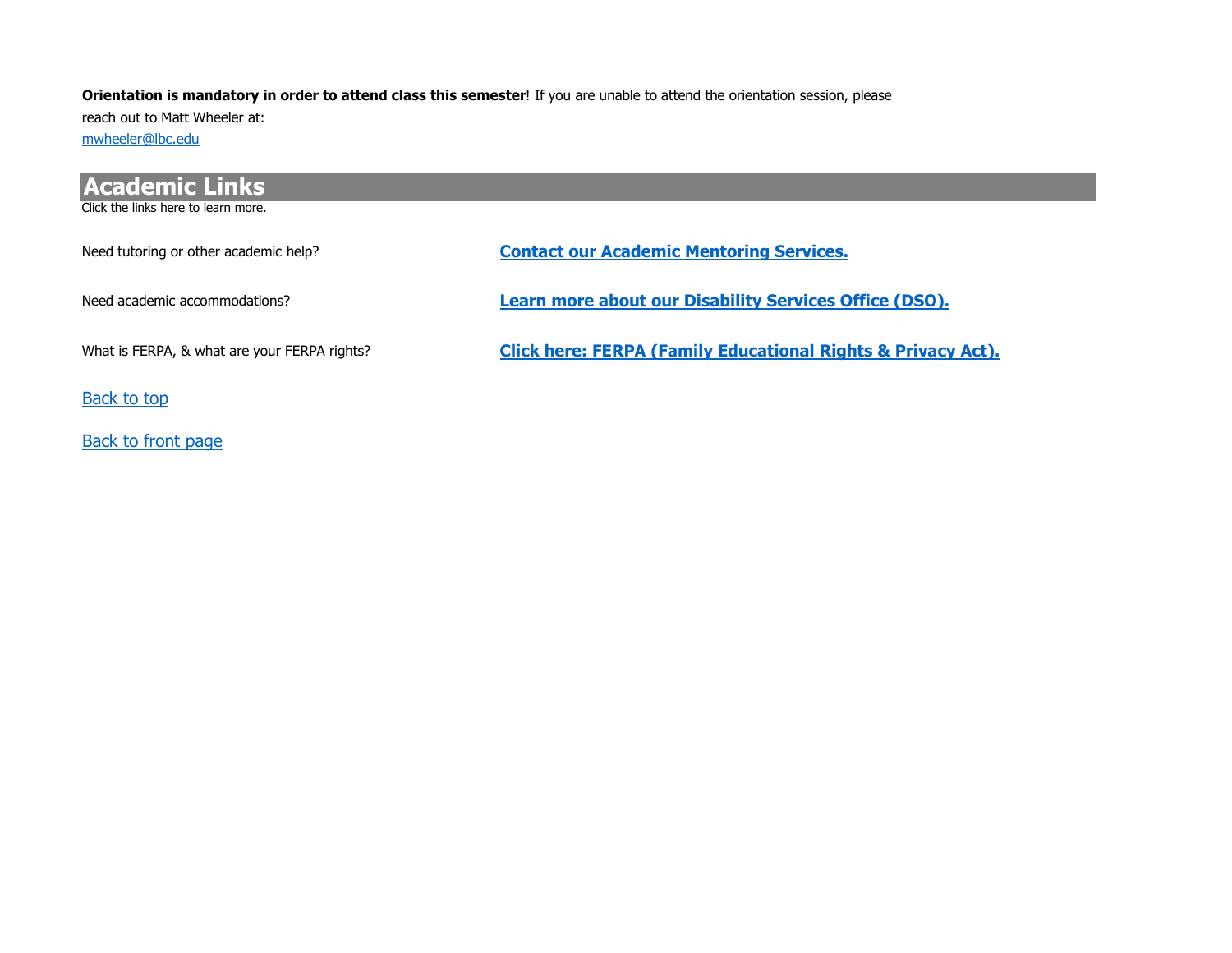**Orientation is mandatory in order to attend class this semester**! If you are unable to attend the orientation session, please reach out to Matt Wheeler at:
mwheeler@lbc.edu

## Academic Links

Click the links here to learn more.

| | |
|---|---|
| Need tutoring or other academic help? | **Contact our Academic Mentoring Services.** |
| Need academic accommodations? | **Learn more about our Disability Services Office (DSO).** |
| What is FERPA, & what are your FERPA rights? | **Click here: FERPA (Family Educational Rights & Privacy Act).** |

Back to top

Back to front page